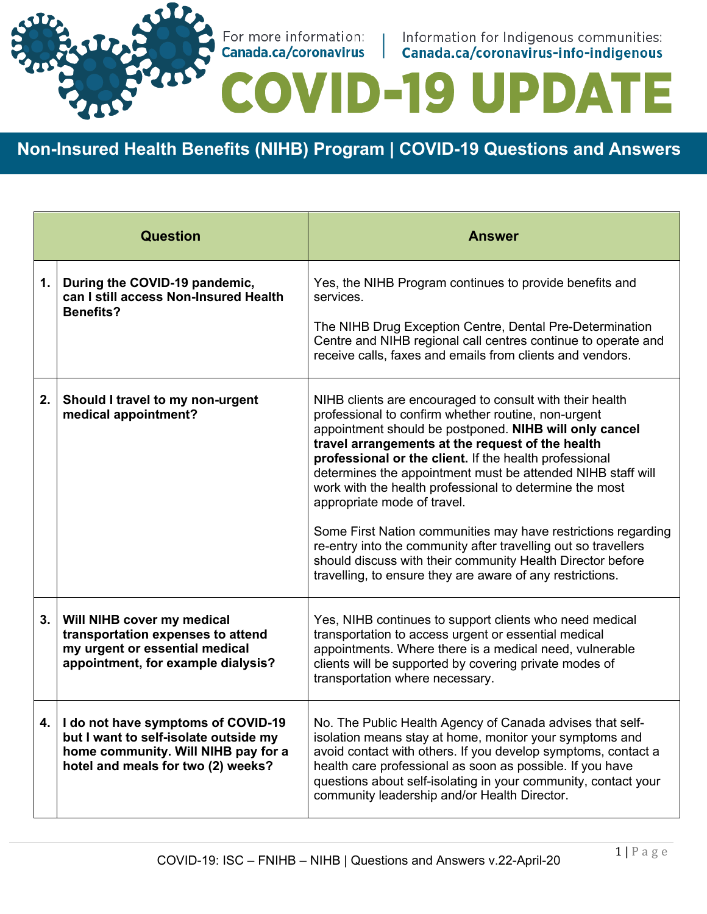For more information: Canada.ca/coronavirus | Information for Indigenous communities: Canada.ca/coronavirus-info-indigenous

# COVID-19 UPDATE

## Non-Insured Health Benefits (NIHB) Program | COVID-19 Questions and Answers

| | Question | Answer |
|---|---|---|
| 1. | **During the COVID-19 pandemic, can I still access Non-Insured Health Benefits?** | Yes, the NIHB Program continues to provide benefits and services.<br><br>The NIHB Drug Exception Centre, Dental Pre-Determination Centre and NIHB regional call centres continue to operate and receive calls, faxes and emails from clients and vendors. |
| 2. | **Should I travel to my non-urgent medical appointment?** | NIHB clients are encouraged to consult with their health professional to confirm whether routine, non-urgent appointment should be postponed. **NIHB will only cancel travel arrangements at the request of the health professional or the client.** If the health professional determines the appointment must be attended NIHB staff will work with the health professional to determine the most appropriate mode of travel.<br><br>Some First Nation communities may have restrictions regarding re-entry into the community after travelling out so travellers should discuss with their community Health Director before travelling, to ensure they are aware of any restrictions. |
| 3. | **Will NIHB cover my medical transportation expenses to attend my urgent or essential medical appointment, for example dialysis?** | Yes, NIHB continues to support clients who need medical transportation to access urgent or essential medical appointments. Where there is a medical need, vulnerable clients will be supported by covering private modes of transportation where necessary. |
| 4. | **I do not have symptoms of COVID-19 but I want to self-isolate outside my home community. Will NIHB pay for a hotel and meals for two (2) weeks?** | No. The Public Health Agency of Canada advises that self-isolation means stay at home, monitor your symptoms and avoid contact with others. If you develop symptoms, contact a health care professional as soon as possible. If you have questions about self-isolating in your community, contact your community leadership and/or Health Director. |

COVID-19: ISC – FNIHB – NIHB | Questions and Answers v.22-April-20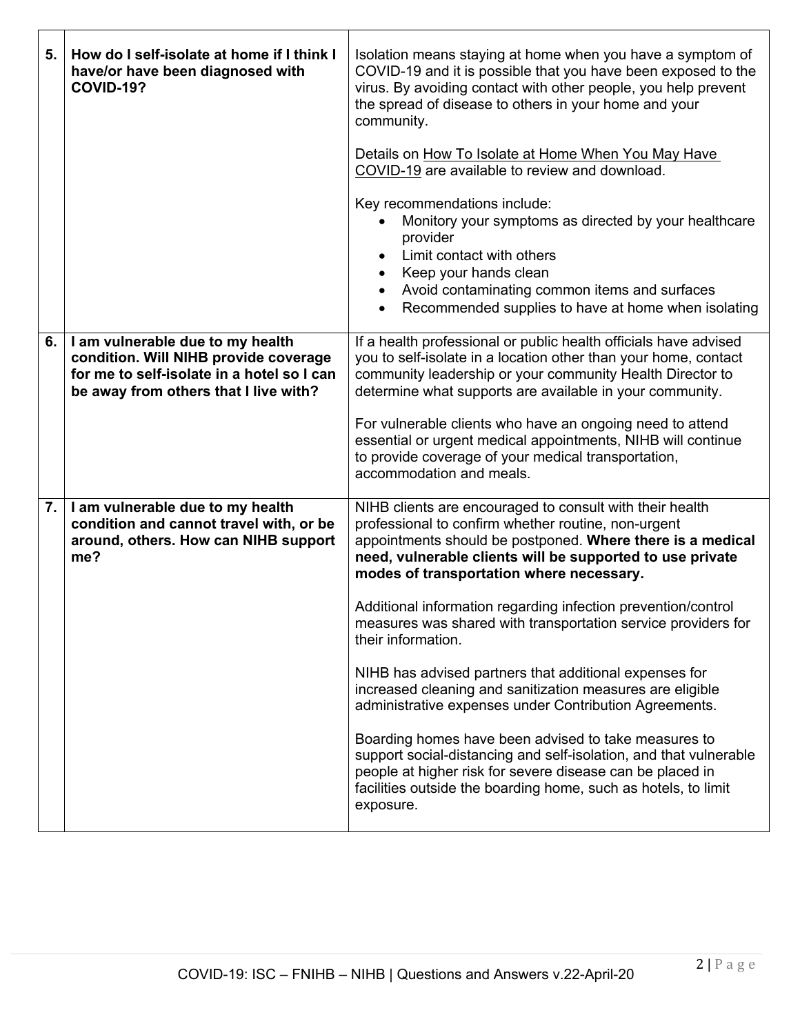| | | |
|---|---|---|
| **5.** | **How do I self-isolate at home if I think I have/or have been diagnosed with COVID-19?** | Isolation means staying at home when you have a symptom of COVID-19 and it is possible that you have been exposed to the virus. By avoiding contact with other people, you help prevent the spread of disease to others in your home and your community.<br><br>Details on How To Isolate at Home When You May Have COVID-19 are available to review and download.<br><br>Key recommendations include:<br>• Monitory your symptoms as directed by your healthcare provider<br>• Limit contact with others<br>• Keep your hands clean<br>• Avoid contaminating common items and surfaces<br>• Recommended supplies to have at home when isolating |
| **6.** | **I am vulnerable due to my health condition. Will NIHB provide coverage for me to self-isolate in a hotel so I can be away from others that I live with?** | If a health professional or public health officials have advised you to self-isolate in a location other than your home, contact community leadership or your community Health Director to determine what supports are available in your community.<br><br>For vulnerable clients who have an ongoing need to attend essential or urgent medical appointments, NIHB will continue to provide coverage of your medical transportation, accommodation and meals. |
| **7.** | **I am vulnerable due to my health condition and cannot travel with, or be around, others. How can NIHB support me?** | NIHB clients are encouraged to consult with their health professional to confirm whether routine, non-urgent appointments should be postponed. **Where there is a medical need, vulnerable clients will be supported to use private modes of transportation where necessary.**<br><br>Additional information regarding infection prevention/control measures was shared with transportation service providers for their information.<br><br>NIHB has advised partners that additional expenses for increased cleaning and sanitization measures are eligible administrative expenses under Contribution Agreements.<br><br>Boarding homes have been advised to take measures to support social-distancing and self-isolation, and that vulnerable people at higher risk for severe disease can be placed in facilities outside the boarding home, such as hotels, to limit exposure. |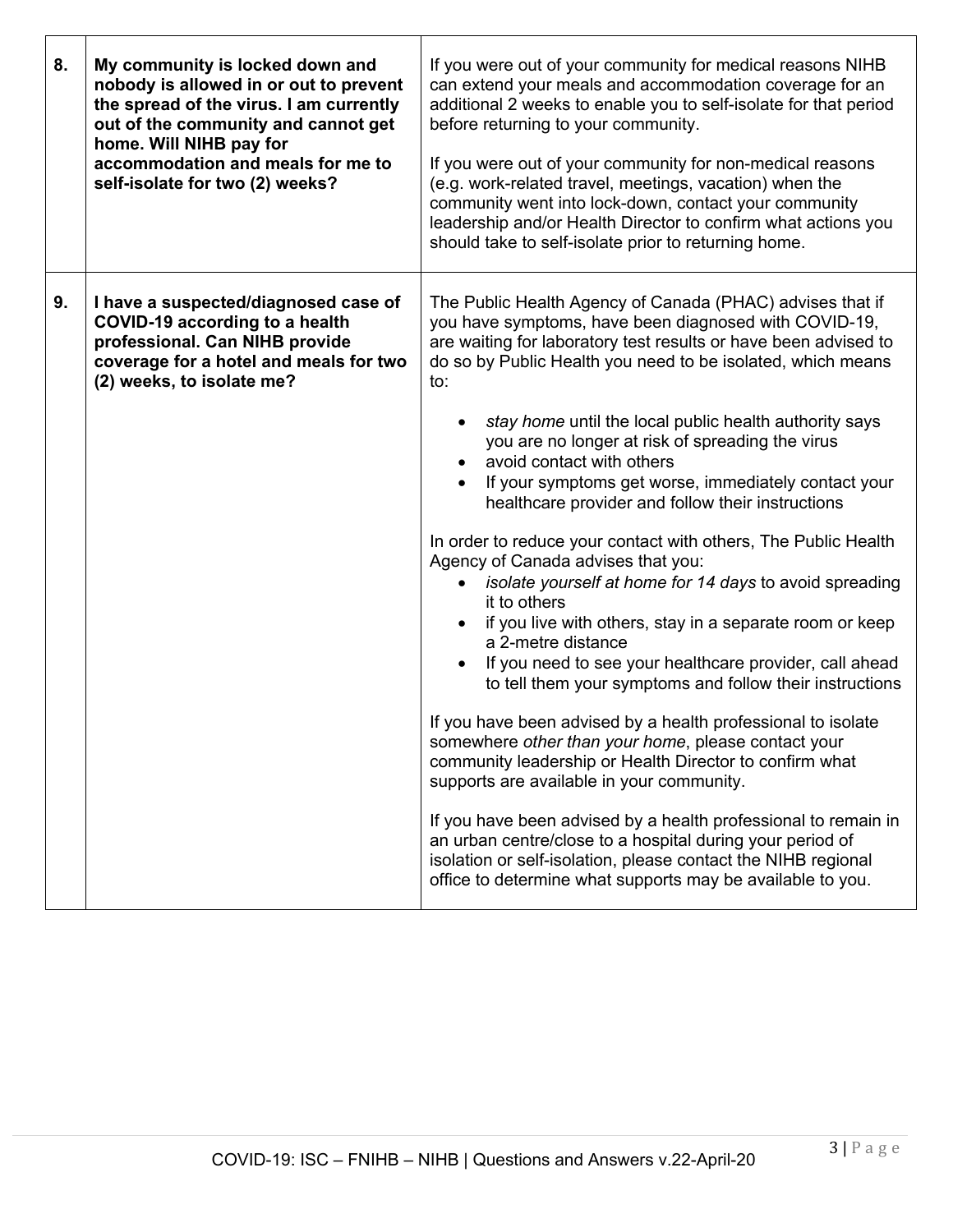| | | |
|---|---|---|
| **8.** | **My community is locked down and nobody is allowed in or out to prevent the spread of the virus. I am currently out of the community and cannot get home. Will NIHB pay for accommodation and meals for me to self-isolate for two (2) weeks?** | If you were out of your community for medical reasons NIHB can extend your meals and accommodation coverage for an additional 2 weeks to enable you to self-isolate for that period before returning to your community.<br><br>If you were out of your community for non-medical reasons (e.g. work-related travel, meetings, vacation) when the community went into lock-down, contact your community leadership and/or Health Director to confirm what actions you should take to self-isolate prior to returning home. |
| **9.** | **I have a suspected/diagnosed case of COVID-19 according to a health professional. Can NIHB provide coverage for a hotel and meals for two (2) weeks, to isolate me?** | The Public Health Agency of Canada (PHAC) advises that if you have symptoms, have been diagnosed with COVID-19, are waiting for laboratory test results or have been advised to do so by Public Health you need to be isolated, which means to:<br><br>• *stay home* until the local public health authority says you are no longer at risk of spreading the virus<br>• avoid contact with others<br>• If your symptoms get worse, immediately contact your healthcare provider and follow their instructions<br><br>In order to reduce your contact with others, The Public Health Agency of Canada advises that you:<br>• *isolate yourself at home for 14 days* to avoid spreading it to others<br>• if you live with others, stay in a separate room or keep a 2-metre distance<br>• If you need to see your healthcare provider, call ahead to tell them your symptoms and follow their instructions<br><br>If you have been advised by a health professional to isolate somewhere *other than your home*, please contact your community leadership or Health Director to confirm what supports are available in your community.<br><br>If you have been advised by a health professional to remain in an urban centre/close to a hospital during your period of isolation or self-isolation, please contact the NIHB regional office to determine what supports may be available to you. |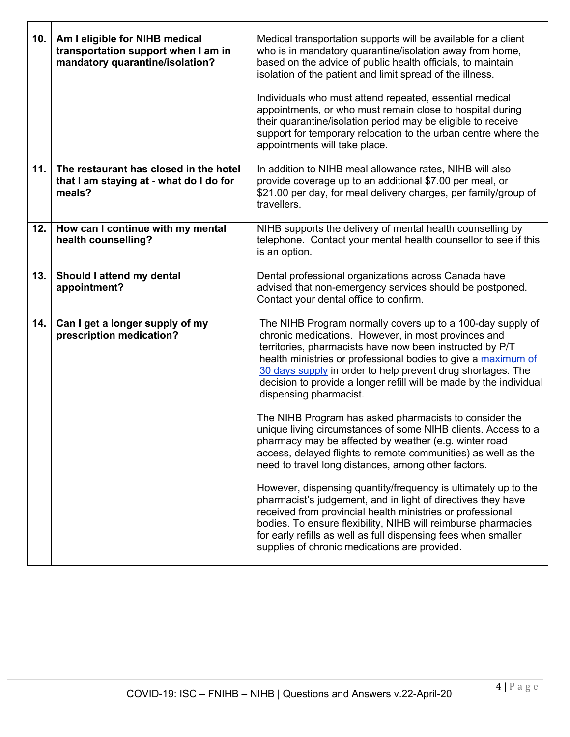| | | |
|---|---|---|
| **10.** | **Am I eligible for NIHB medical transportation support when I am in mandatory quarantine/isolation?** | Medical transportation supports will be available for a client who is in mandatory quarantine/isolation away from home, based on the advice of public health officials, to maintain isolation of the patient and limit spread of the illness.<br><br>Individuals who must attend repeated, essential medical appointments, or who must remain close to hospital during their quarantine/isolation period may be eligible to receive support for temporary relocation to the urban centre where the appointments will take place. |
| **11.** | **The restaurant has closed in the hotel that I am staying at - what do I do for meals?** | In addition to NIHB meal allowance rates, NIHB will also provide coverage up to an additional $7.00 per meal, or $21.00 per day, for meal delivery charges, per family/group of travellers. |
| **12.** | **How can I continue with my mental health counselling?** | NIHB supports the delivery of mental health counselling by telephone. Contact your mental health counsellor to see if this is an option. |
| **13.** | **Should I attend my dental appointment?** | Dental professional organizations across Canada have advised that non-emergency services should be postponed. Contact your dental office to confirm. |
| **14.** | **Can I get a longer supply of my prescription medication?** | The NIHB Program normally covers up to a 100-day supply of chronic medications. However, in most provinces and territories, pharmacists have now been instructed by P/T health ministries or professional bodies to give a maximum of 30 days supply in order to help prevent drug shortages. The decision to provide a longer refill will be made by the individual dispensing pharmacist.<br><br>The NIHB Program has asked pharmacists to consider the unique living circumstances of some NIHB clients. Access to a pharmacy may be affected by weather (e.g. winter road access, delayed flights to remote communities) as well as the need to travel long distances, among other factors.<br><br>However, dispensing quantity/frequency is ultimately up to the pharmacist's judgement, and in light of directives they have received from provincial health ministries or professional bodies. To ensure flexibility, NIHB will reimburse pharmacies for early refills as well as full dispensing fees when smaller supplies of chronic medications are provided. |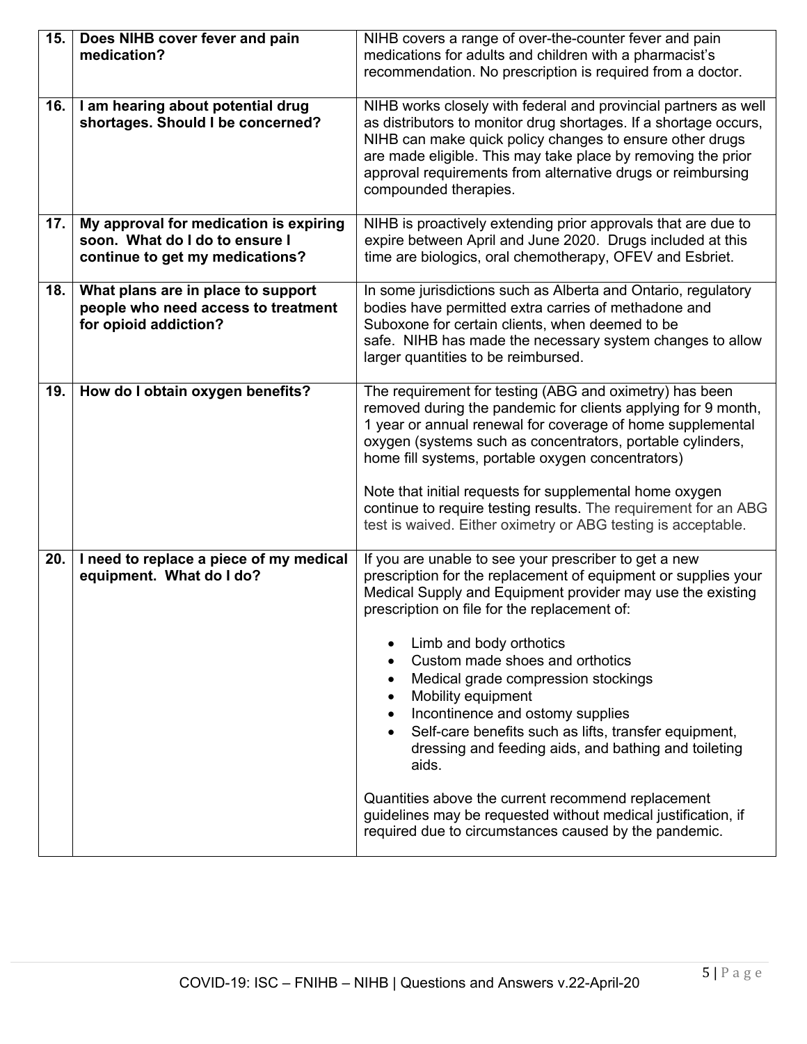| | | |
|---|---|---|
| **15.** | **Does NIHB cover fever and pain medication?** | NIHB covers a range of over-the-counter fever and pain medications for adults and children with a pharmacist's recommendation. No prescription is required from a doctor. |
| **16.** | **I am hearing about potential drug shortages. Should I be concerned?** | NIHB works closely with federal and provincial partners as well as distributors to monitor drug shortages. If a shortage occurs, NIHB can make quick policy changes to ensure other drugs are made eligible. This may take place by removing the prior approval requirements from alternative drugs or reimbursing compounded therapies. |
| **17.** | **My approval for medication is expiring soon. What do I do to ensure I continue to get my medications?** | NIHB is proactively extending prior approvals that are due to expire between April and June 2020. Drugs included at this time are biologics, oral chemotherapy, OFEV and Esbriet. |
| **18.** | **What plans are in place to support people who need access to treatment for opioid addiction?** | In some jurisdictions such as Alberta and Ontario, regulatory bodies have permitted extra carries of methadone and Suboxone for certain clients, when deemed to be safe. NIHB has made the necessary system changes to allow larger quantities to be reimbursed. |
| **19.** | **How do I obtain oxygen benefits?** | The requirement for testing (ABG and oximetry) has been removed during the pandemic for clients applying for 9 month, 1 year or annual renewal for coverage of home supplemental oxygen (systems such as concentrators, portable cylinders, home fill systems, portable oxygen concentrators)<br><br>Note that initial requests for supplemental home oxygen continue to require testing results. The requirement for an ABG test is waived. Either oximetry or ABG testing is acceptable. |
| **20.** | **I need to replace a piece of my medical equipment. What do I do?** | If you are unable to see your prescriber to get a new prescription for the replacement of equipment or supplies your Medical Supply and Equipment provider may use the existing prescription on file for the replacement of:<br><br>• Limb and body orthotics<br>• Custom made shoes and orthotics<br>• Medical grade compression stockings<br>• Mobility equipment<br>• Incontinence and ostomy supplies<br>• Self-care benefits such as lifts, transfer equipment, dressing and feeding aids, and bathing and toileting aids.<br><br>Quantities above the current recommend replacement guidelines may be requested without medical justification, if required due to circumstances caused by the pandemic. |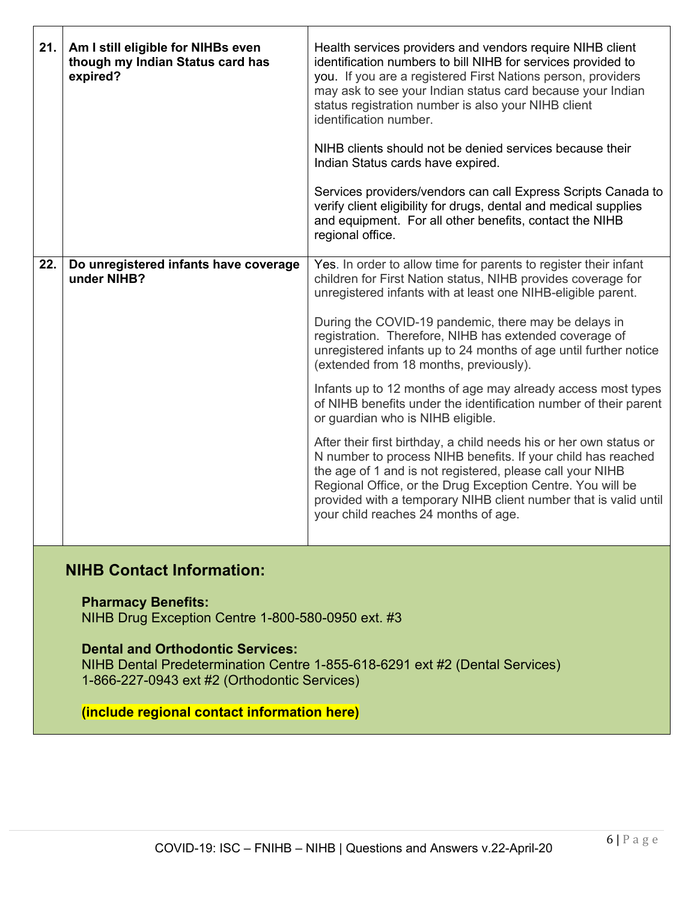| | | |
|---|---|---|
| **21.** | **Am I still eligible for NIHBs even though my Indian Status card has expired?** | Health services providers and vendors require NIHB client identification numbers to bill NIHB for services provided to you. If you are a registered First Nations person, providers may ask to see your Indian status card because your Indian status registration number is also your NIHB client identification number.<br><br>NIHB clients should not be denied services because their Indian Status cards have expired.<br><br>Services providers/vendors can call Express Scripts Canada to verify client eligibility for drugs, dental and medical supplies and equipment. For all other benefits, contact the NIHB regional office. |
| **22.** | **Do unregistered infants have coverage under NIHB?** | Yes. In order to allow time for parents to register their infant children for First Nation status, NIHB provides coverage for unregistered infants with at least one NIHB-eligible parent.<br><br>During the COVID-19 pandemic, there may be delays in registration. Therefore, NIHB has extended coverage of unregistered infants up to 24 months of age until further notice (extended from 18 months, previously).<br><br>Infants up to 12 months of age may already access most types of NIHB benefits under the identification number of their parent or guardian who is NIHB eligible.<br><br>After their first birthday, a child needs his or her own status or N number to process NIHB benefits. If your child has reached the age of 1 and is not registered, please call your NIHB Regional Office, or the Drug Exception Centre. You will be provided with a temporary NIHB client number that is valid until your child reaches 24 months of age. |

## NIHB Contact Information:

**Pharmacy Benefits:**
NIHB Drug Exception Centre 1-800-580-0950 ext. #3

**Dental and Orthodontic Services:**
NIHB Dental Predetermination Centre 1-855-618-6291 ext #2 (Dental Services)
1-866-227-0943 ext #2 (Orthodontic Services)

**(include regional contact information here)**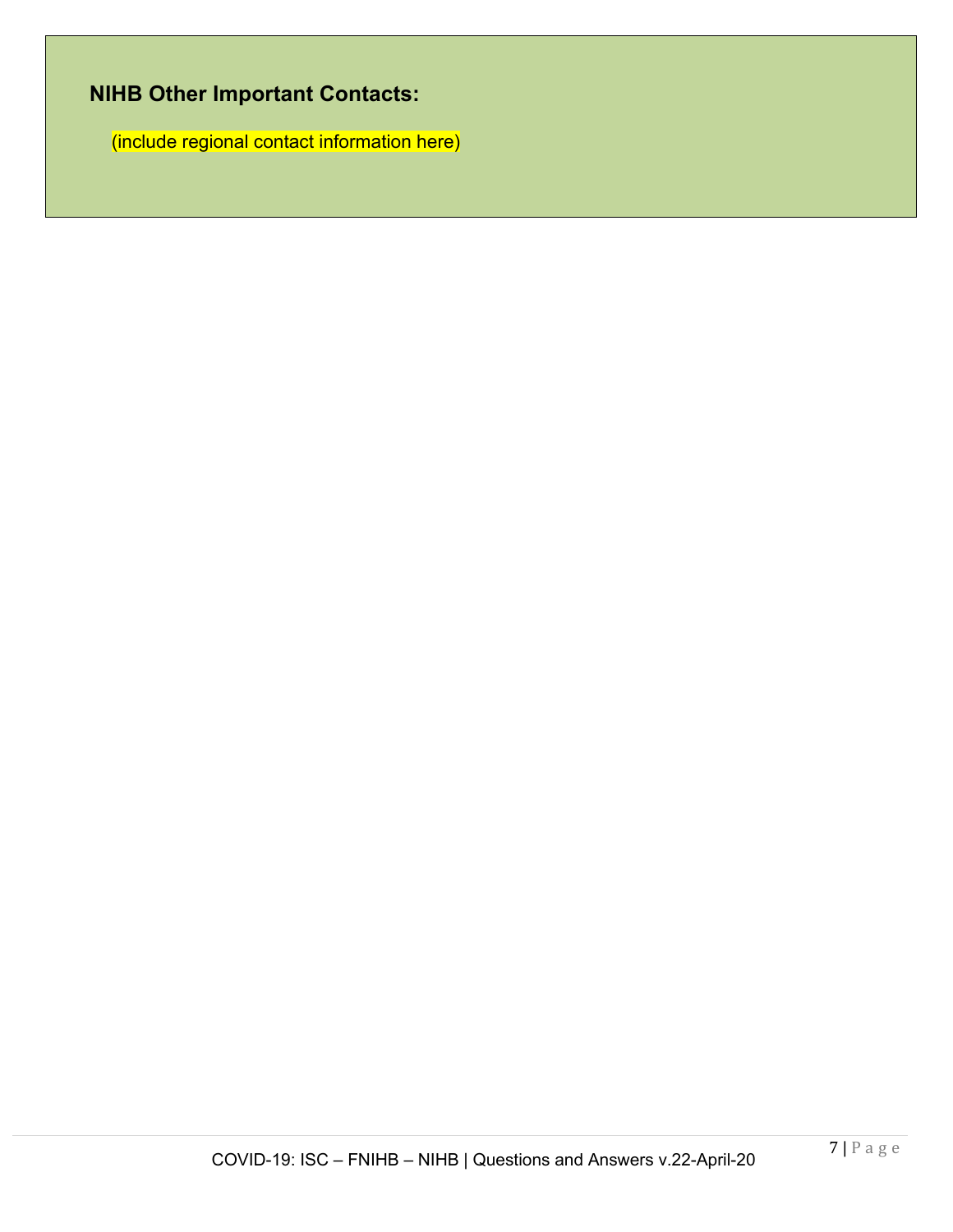**NIHB Other Important Contacts:**

(include regional contact information here)